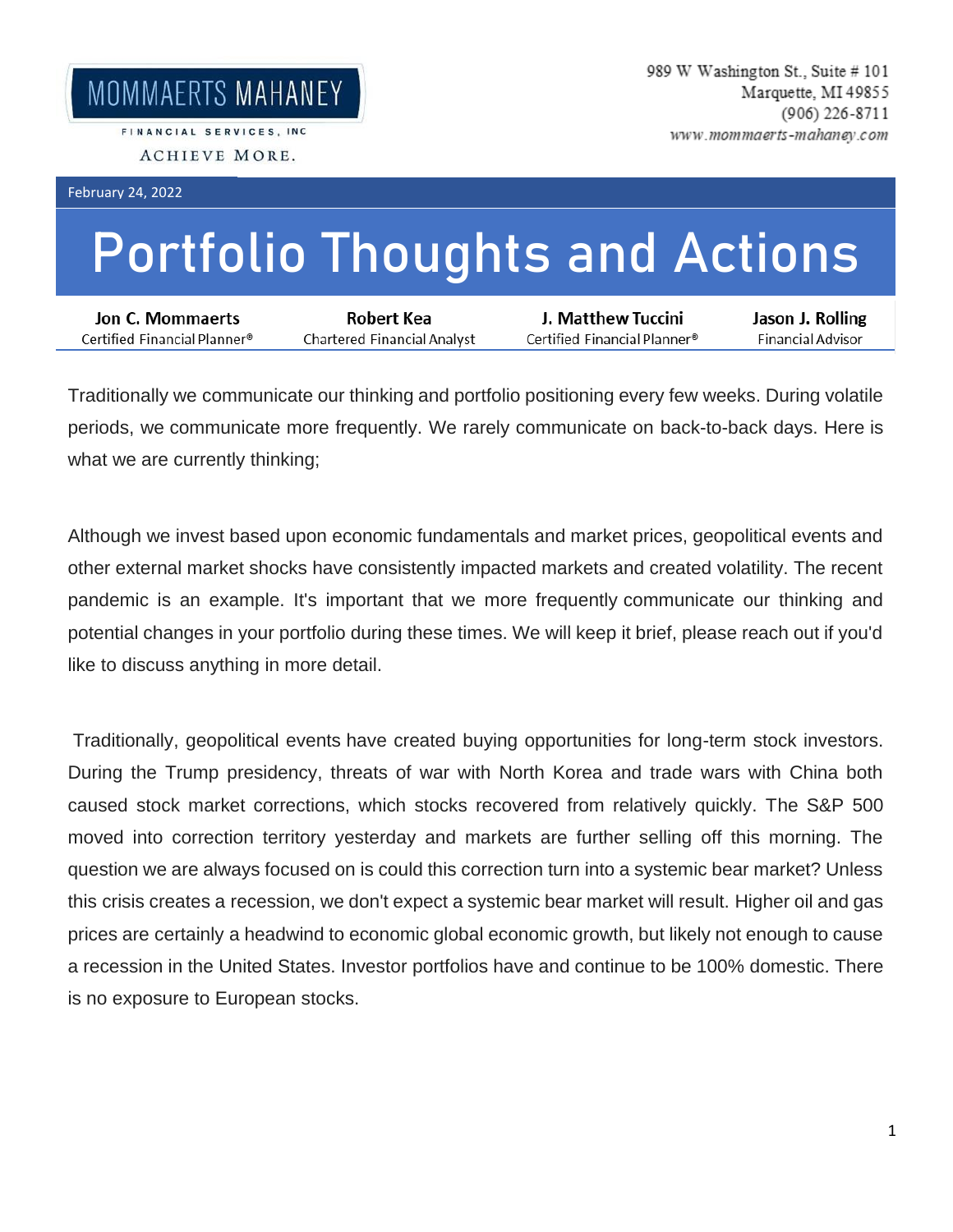MOMMAERTS MAHANEY

FINANCIAL SERVICES, INC

ACHIEVE MORE.

989 W Washington St., Suite # 101
Marquette, MI 49855
(906) 226-8711
www.mommaerts-mahaney.com

February 24, 2022

# Portfolio Thoughts and Actions

| Jon C. Mommaerts | Robert Kea | J. Matthew Tuccini | Jason J. Rolling |
|---|---|---|---|
| Certified Financial Planner® | Chartered Financial Analyst | Certified Financial Planner® | Financial Advisor |

Traditionally we communicate our thinking and portfolio positioning every few weeks. During volatile periods, we communicate more frequently. We rarely communicate on back-to-back days. Here is what we are currently thinking;

Although we invest based upon economic fundamentals and market prices, geopolitical events and other external market shocks have consistently impacted markets and created volatility. The recent pandemic is an example. It's important that we more frequently communicate our thinking and potential changes in your portfolio during these times. We will keep it brief, please reach out if you'd like to discuss anything in more detail.

Traditionally, geopolitical events have created buying opportunities for long-term stock investors. During the Trump presidency, threats of war with North Korea and trade wars with China both caused stock market corrections, which stocks recovered from relatively quickly. The S&P 500 moved into correction territory yesterday and markets are further selling off this morning. The question we are always focused on is could this correction turn into a systemic bear market? Unless this crisis creates a recession, we don't expect a systemic bear market will result. Higher oil and gas prices are certainly a headwind to economic global economic growth, but likely not enough to cause a recession in the United States. Investor portfolios have and continue to be 100% domestic. There is no exposure to European stocks.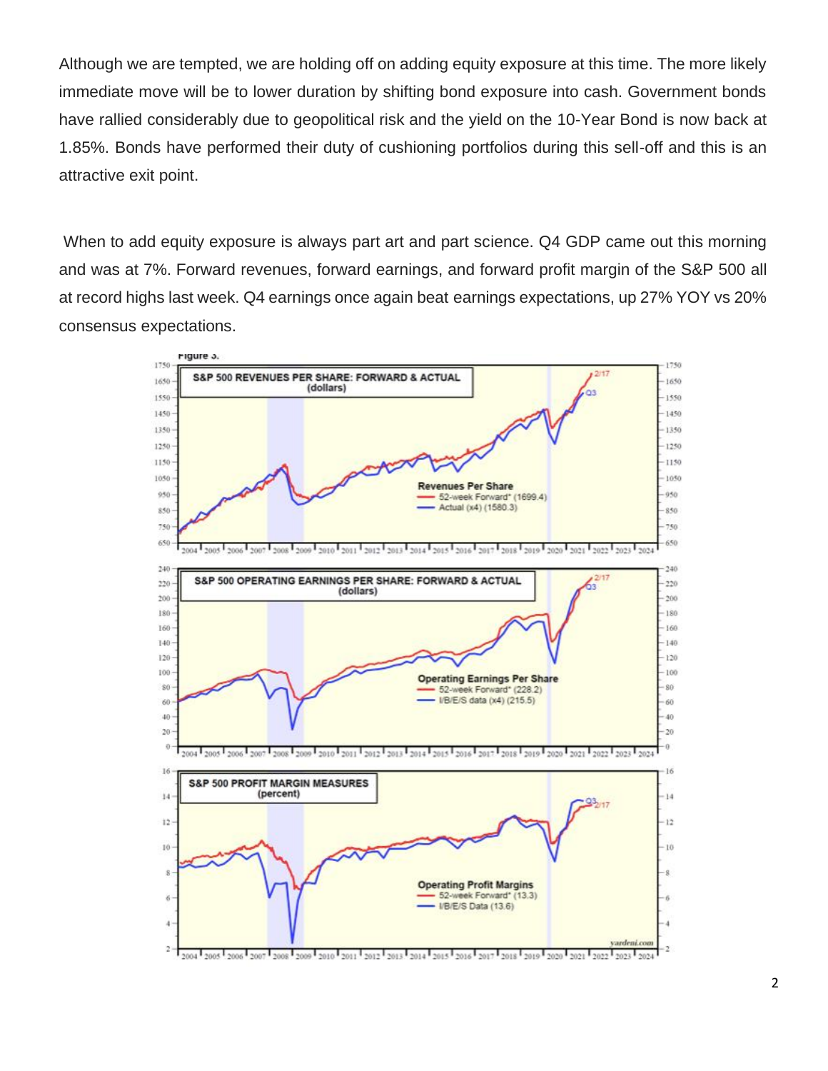Although we are tempted, we are holding off on adding equity exposure at this time. The more likely immediate move will be to lower duration by shifting bond exposure into cash. Government bonds have rallied considerably due to geopolitical risk and the yield on the 10-Year Bond is now back at 1.85%. Bonds have performed their duty of cushioning portfolios during this sell-off and this is an attractive exit point.

When to add equity exposure is always part art and part science. Q4 GDP came out this morning and was at 7%. Forward revenues, forward earnings, and forward profit margin of the S&P 500 all at record highs last week. Q4 earnings once again beat earnings expectations, up 27% YOY vs 20% consensus expectations.

Figure 3.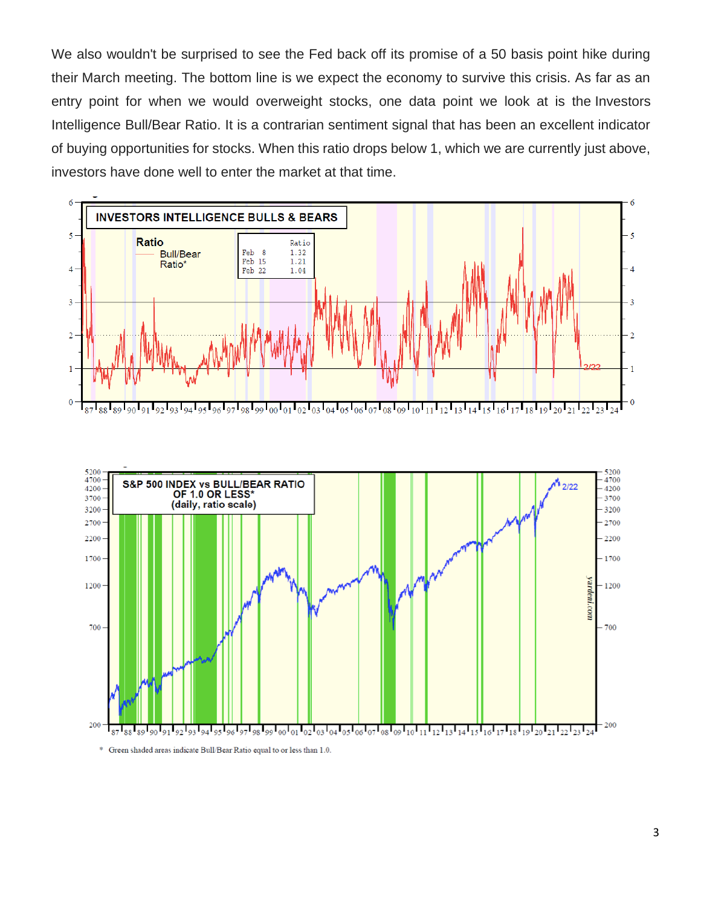We also wouldn't be surprised to see the Fed back off its promise of a 50 basis point hike during their March meeting. The bottom line is we expect the economy to survive this crisis. As far as an entry point for when we would overweight stocks, one data point we look at is the Investors Intelligence Bull/Bear Ratio. It is a contrarian sentiment signal that has been an excellent indicator of buying opportunities for stocks. When this ratio drops below 1, which we are currently just above, investors have done well to enter the market at that time.

**INVESTORS INTELLIGENCE BULLS & BEARS**

Ratio — Bull/Bear Ratio*

| | Ratio |
|---|---|
| Feb 8 | 1.32 |
| Feb 15 | 1.21 |
| Feb 22 | 1.04 |

**S&P 500 INDEX vs BULL/BEAR RATIO OF 1.0 OR LESS*** (daily, ratio scale)

\* Green shaded areas indicate Bull/Bear Ratio equal to or less than 1.0.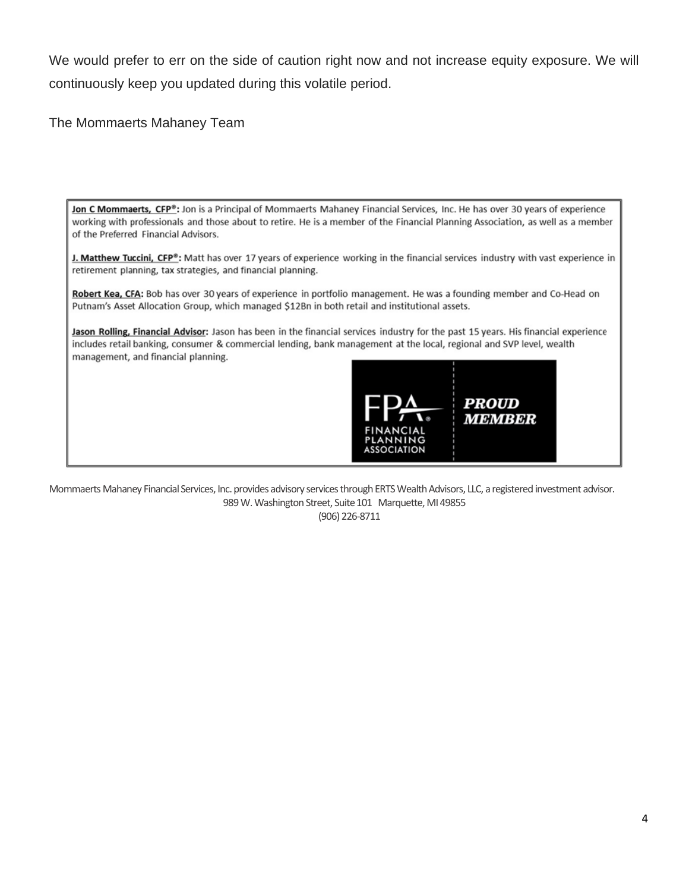We would prefer to err on the side of caution right now and not increase equity exposure. We will continuously keep you updated during this volatile period.

The Mommaerts Mahaney Team

**Jon C Mommaerts, CFP®:** Jon is a Principal of Mommaerts Mahaney Financial Services, Inc. He has over 30 years of experience working with professionals and those about to retire. He is a member of the Financial Planning Association, as well as a member of the Preferred Financial Advisors.

**J. Matthew Tuccini, CFP®:** Matt has over 17 years of experience working in the financial services industry with vast experience in retirement planning, tax strategies, and financial planning.

**Robert Kea, CFA:** Bob has over 30 years of experience in portfolio management. He was a founding member and Co-Head on Putnam's Asset Allocation Group, which managed $12Bn in both retail and institutional assets.

**Jason Rolling, Financial Advisor:** Jason has been in the financial services industry for the past 15 years. His financial experience includes retail banking, consumer & commercial lending, bank management at the local, regional and SVP level, wealth management, and financial planning.

FPA FINANCIAL PLANNING ASSOCIATION | **PROUD MEMBER**

Mommaerts Mahaney Financial Services, Inc. provides advisory services through ERTS Wealth Advisors, LLC, a registered investment advisor.
989 W. Washington Street, Suite 101 Marquette, MI 49855
(906) 226-8711